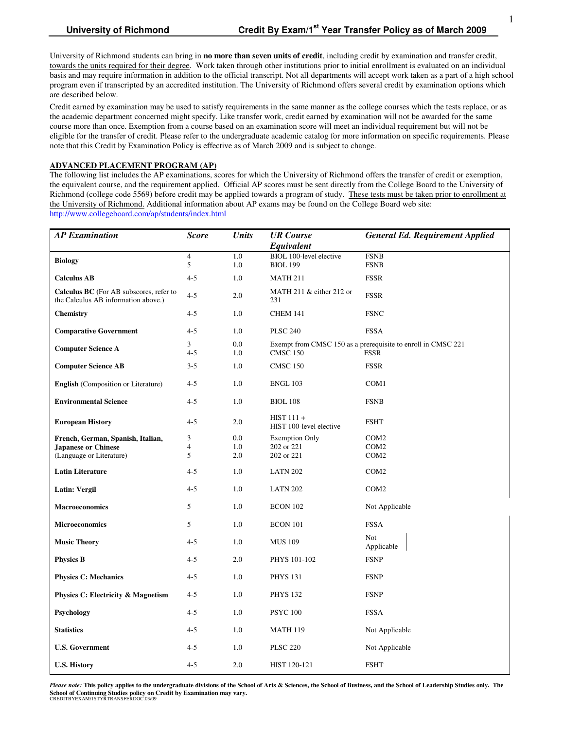# University of Richmond — Credit By Exam/1st Year Transfer Policy as of March 2009

University of Richmond students can bring in **no more than seven units of credit**, including credit by examination and transfer credit, towards the units required for their degree. Work taken through other institutions prior to initial enrollment is evaluated on an individual basis and may require information in addition to the official transcript. Not all departments will accept work taken as a part of a high school program even if transcripted by an accredited institution. The University of Richmond offers several credit by examination options which are described below.

Credit earned by examination may be used to satisfy requirements in the same manner as the college courses which the tests replace, or as the academic department concerned might specify. Like transfer work, credit earned by examination will not be awarded for the same course more than once. Exemption from a course based on an examination score will meet an individual requirement but will not be eligible for the transfer of credit. Please refer to the undergraduate academic catalog for more information on specific requirements. Please note that this Credit by Examination Policy is effective as of March 2009 and is subject to change.

## ADVANCED PLACEMENT PROGRAM (AP)

The following list includes the AP examinations, scores for which the University of Richmond offers the transfer of credit or exemption, the equivalent course, and the requirement applied. Official AP scores must be sent directly from the College Board to the University of Richmond (college code 5569) before credit may be applied towards a program of study. These tests must be taken prior to enrollment at the University of Richmond. Additional information about AP exams may be found on the College Board web site: http://www.collegeboard.com/ap/students/index.html

| *AP Examination* | *Score* | *Units* | *UR Course Equivalent* | *General Ed. Requirement Applied* |
|---|---|---|---|---|
| **Biology** | 4 | 1.0 | BIOL 100-level elective | FSNB |
| | 5 | 1.0 | BIOL 199 | FSNB |
| **Calculus AB** | 4-5 | 1.0 | MATH 211 | FSSR |
| **Calculus BC** (For AB subscores, refer to the Calculus AB information above.) | 4-5 | 2.0 | MATH 211 & either 212 or 231 | FSSR |
| **Chemistry** | 4-5 | 1.0 | CHEM 141 | FSNC |
| **Comparative Government** | 4-5 | 1.0 | PLSC 240 | FSSA |
| **Computer Science A** | 3 | 0.0 | Exempt from CMSC 150 as a prerequisite to enroll in CMSC 221 | |
| | 4-5 | 1.0 | CMSC 150 | FSSR |
| **Computer Science AB** | 3-5 | 1.0 | CMSC 150 | FSSR |
| **English** (Composition or Literature) | 4-5 | 1.0 | ENGL 103 | COM1 |
| **Environmental Science** | 4-5 | 1.0 | BIOL 108 | FSNB |
| **European History** | 4-5 | 2.0 | HIST 111 + HIST 100-level elective | FSHT |
| **French, German, Spanish, Italian, Japanese or Chinese** (Language or Literature) | 3 | 0.0 | Exemption Only | COM2 |
| | 4 | 1.0 | 202 or 221 | COM2 |
| | 5 | 2.0 | 202 or 221 | COM2 |
| **Latin Literature** | 4-5 | 1.0 | LATN 202 | COM2 |
| **Latin: Vergil** | 4-5 | 1.0 | LATN 202 | COM2 |
| **Macroeconomics** | 5 | 1.0 | ECON 102 | Not Applicable |
| **Microeconomics** | 5 | 1.0 | ECON 101 | FSSA |
| **Music Theory** | 4-5 | 1.0 | MUS 109 | Not Applicable |
| **Physics B** | 4-5 | 2.0 | PHYS 101-102 | FSNP |
| **Physics C: Mechanics** | 4-5 | 1.0 | PHYS 131 | FSNP |
| **Physics C: Electricity & Magnetism** | 4-5 | 1.0 | PHYS 132 | FSNP |
| **Psychology** | 4-5 | 1.0 | PSYC 100 | FSSA |
| **Statistics** | 4-5 | 1.0 | MATH 119 | Not Applicable |
| **U.S. Government** | 4-5 | 1.0 | PLSC 220 | Not Applicable |
| **U.S. History** | 4-5 | 2.0 | HIST 120-121 | FSHT |

***Please note:*** **This policy applies to the undergraduate divisions of the School of Arts & Sciences, the School of Business, and the School of Leadership Studies only. The School of Continuing Studies policy on Credit by Examination may vary.**

CREDITBYEXAM/1STYRTRANSFERDOC.03/09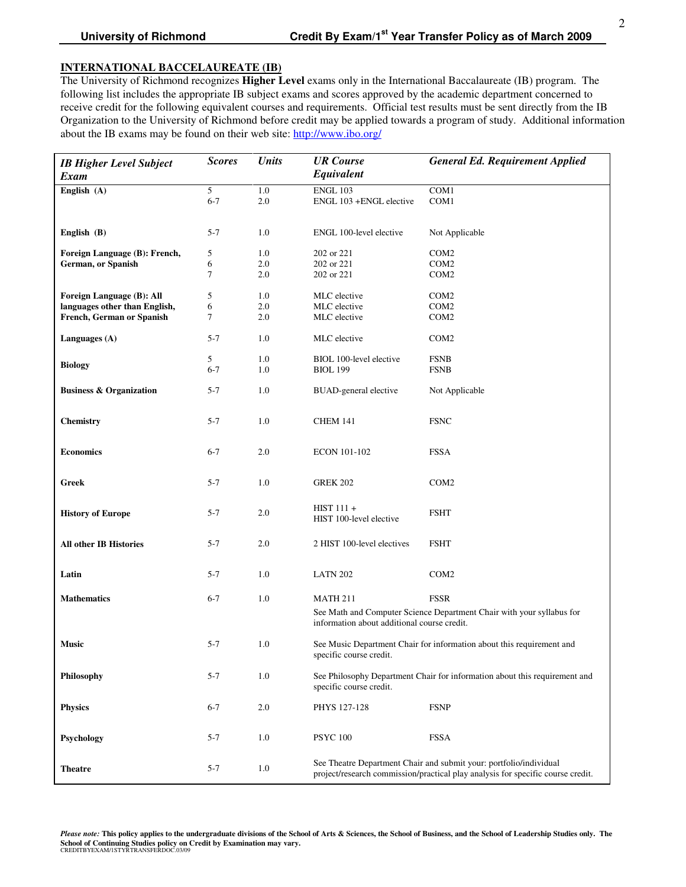## INTERNATIONAL BACCELAUREATE (IB)

The University of Richmond recognizes **Higher Level** exams only in the International Baccalaureate (IB) program. The following list includes the appropriate IB subject exams and scores approved by the academic department concerned to receive credit for the following equivalent courses and requirements. Official test results must be sent directly from the IB Organization to the University of Richmond before credit may be applied towards a program of study. Additional information about the IB exams may be found on their web site: http://www.ibo.org/

| *IB Higher Level Subject Exam* | *Scores* | *Units* | *UR Course Equivalent* | *General Ed. Requirement Applied* |
|---|---|---|---|---|
| **English (A)** | 5 | 1.0 | ENGL 103 | COM1 |
| | 6-7 | 2.0 | ENGL 103 +ENGL elective | COM1 |
| **English (B)** | 5-7 | 1.0 | ENGL 100-level elective | Not Applicable |
| **Foreign Language (B): French, German, or Spanish** | 5 | 1.0 | 202 or 221 | COM2 |
| | 6 | 2.0 | 202 or 221 | COM2 |
| | 7 | 2.0 | 202 or 221 | COM2 |
| **Foreign Language (B): All languages other than English, French, German or Spanish** | 5 | 1.0 | MLC elective | COM2 |
| | 6 | 2.0 | MLC elective | COM2 |
| | 7 | 2.0 | MLC elective | COM2 |
| **Languages (A)** | 5-7 | 1.0 | MLC elective | COM2 |
| **Biology** | 5 | 1.0 | BIOL 100-level elective | FSNB |
| | 6-7 | 1.0 | BIOL 199 | FSNB |
| **Business & Organization** | 5-7 | 1.0 | BUAD-general elective | Not Applicable |
| **Chemistry** | 5-7 | 1.0 | CHEM 141 | FSNC |
| **Economics** | 6-7 | 2.0 | ECON 101-102 | FSSA |
| **Greek** | 5-7 | 1.0 | GREK 202 | COM2 |
| **History of Europe** | 5-7 | 2.0 | HIST 111 + HIST 100-level elective | FSHT |
| **All other IB Histories** | 5-7 | 2.0 | 2 HIST 100-level electives | FSHT |
| **Latin** | 5-7 | 1.0 | LATN 202 | COM2 |
| **Mathematics** | 6-7 | 1.0 | MATH 211 | FSSR |
| | | | See Math and Computer Science Department Chair with your syllabus for information about additional course credit. | |
| **Music** | 5-7 | 1.0 | See Music Department Chair for information about this requirement and specific course credit. | |
| **Philosophy** | 5-7 | 1.0 | See Philosophy Department Chair for information about this requirement and specific course credit. | |
| **Physics** | 6-7 | 2.0 | PHYS 127-128 | FSNP |
| **Psychology** | 5-7 | 1.0 | PSYC 100 | FSSA |
| **Theatre** | 5-7 | 1.0 | See Theatre Department Chair and submit your: portfolio/individual project/research commission/practical play analysis for specific course credit. | |

***Please note:*** **This policy applies to the undergraduate divisions of the School of Arts & Sciences, the School of Business, and the School of Leadership Studies only. The School of Continuing Studies policy on Credit by Examination may vary.**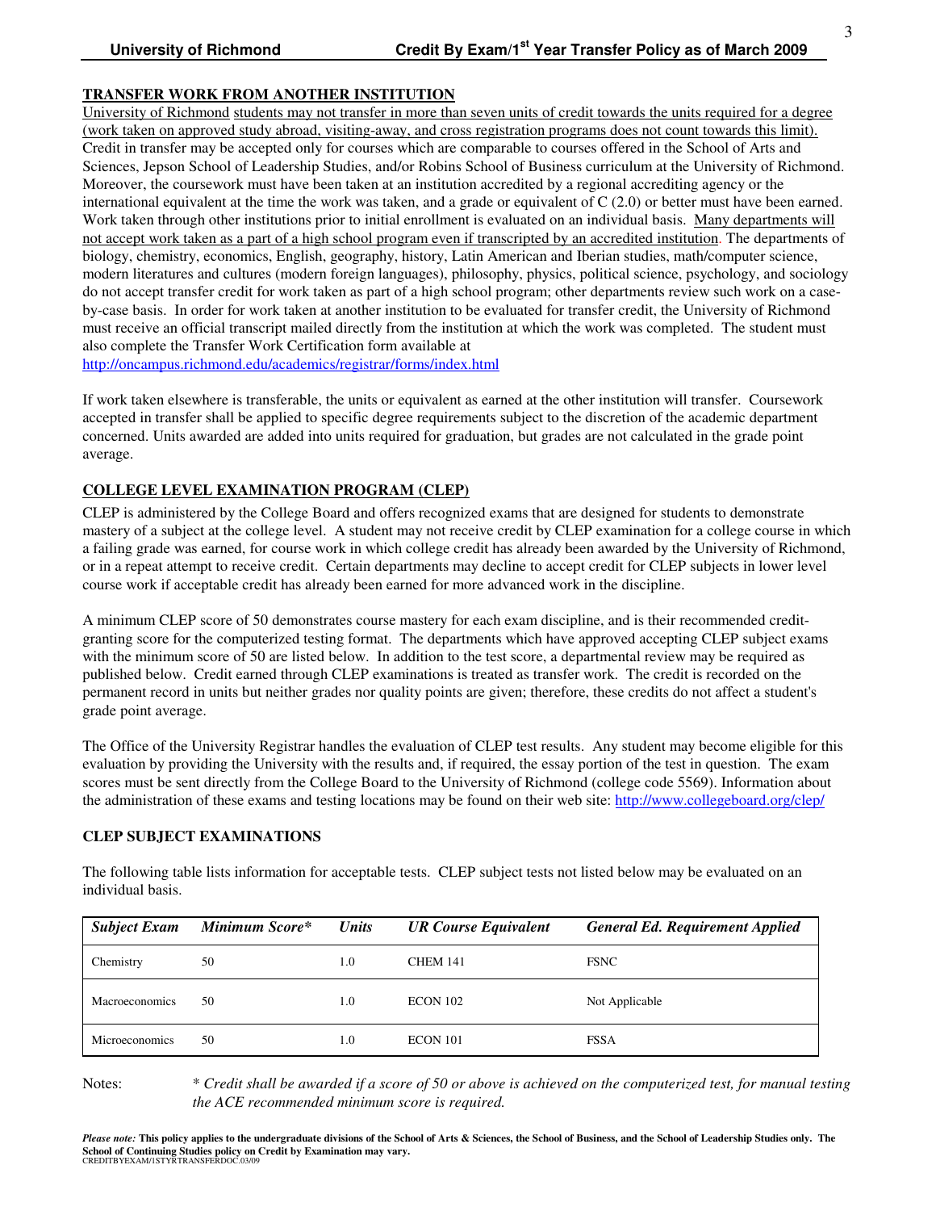## TRANSFER WORK FROM ANOTHER INSTITUTION

University of Richmond students may not transfer in more than seven units of credit towards the units required for a degree (work taken on approved study abroad, visiting-away, and cross registration programs does not count towards this limit). Credit in transfer may be accepted only for courses which are comparable to courses offered in the School of Arts and Sciences, Jepson School of Leadership Studies, and/or Robins School of Business curriculum at the University of Richmond. Moreover, the coursework must have been taken at an institution accredited by a regional accrediting agency or the international equivalent at the time the work was taken, and a grade or equivalent of C (2.0) or better must have been earned. Work taken through other institutions prior to initial enrollment is evaluated on an individual basis. Many departments will not accept work taken as a part of a high school program even if transcripted by an accredited institution. The departments of biology, chemistry, economics, English, geography, history, Latin American and Iberian studies, math/computer science, modern literatures and cultures (modern foreign languages), philosophy, physics, political science, psychology, and sociology do not accept transfer credit for work taken as part of a high school program; other departments review such work on a case-by-case basis. In order for work taken at another institution to be evaluated for transfer credit, the University of Richmond must receive an official transcript mailed directly from the institution at which the work was completed. The student must also complete the Transfer Work Certification form available at http://oncampus.richmond.edu/academics/registrar/forms/index.html

If work taken elsewhere is transferable, the units or equivalent as earned at the other institution will transfer. Coursework accepted in transfer shall be applied to specific degree requirements subject to the discretion of the academic department concerned. Units awarded are added into units required for graduation, but grades are not calculated in the grade point average.

## COLLEGE LEVEL EXAMINATION PROGRAM (CLEP)

CLEP is administered by the College Board and offers recognized exams that are designed for students to demonstrate mastery of a subject at the college level. A student may not receive credit by CLEP examination for a college course in which a failing grade was earned, for course work in which college credit has already been awarded by the University of Richmond, or in a repeat attempt to receive credit. Certain departments may decline to accept credit for CLEP subjects in lower level course work if acceptable credit has already been earned for more advanced work in the discipline.

A minimum CLEP score of 50 demonstrates course mastery for each exam discipline, and is their recommended credit-granting score for the computerized testing format. The departments which have approved accepting CLEP subject exams with the minimum score of 50 are listed below. In addition to the test score, a departmental review may be required as published below. Credit earned through CLEP examinations is treated as transfer work. The credit is recorded on the permanent record in units but neither grades nor quality points are given; therefore, these credits do not affect a student's grade point average.

The Office of the University Registrar handles the evaluation of CLEP test results. Any student may become eligible for this evaluation by providing the University with the results and, if required, the essay portion of the test in question. The exam scores must be sent directly from the College Board to the University of Richmond (college code 5569). Information about the administration of these exams and testing locations may be found on their web site: http://www.collegeboard.org/clep/

### CLEP SUBJECT EXAMINATIONS

The following table lists information for acceptable tests. CLEP subject tests not listed below may be evaluated on an individual basis.

| *Subject Exam* | *Minimum Score** | *Units* | *UR Course Equivalent* | *General Ed. Requirement Applied* |
|---|---|---|---|---|
| Chemistry | 50 | 1.0 | CHEM 141 | FSNC |
| Macroeconomics | 50 | 1.0 | ECON 102 | Not Applicable |
| Microeconomics | 50 | 1.0 | ECON 101 | FSSA |

Notes: *\* Credit shall be awarded if a score of 50 or above is achieved on the computerized test, for manual testing the ACE recommended minimum score is required.*

***Please note:*** **This policy applies to the undergraduate divisions of the School of Arts & Sciences, the School of Business, and the School of Leadership Studies only. The School of Continuing Studies policy on Credit by Examination may vary.**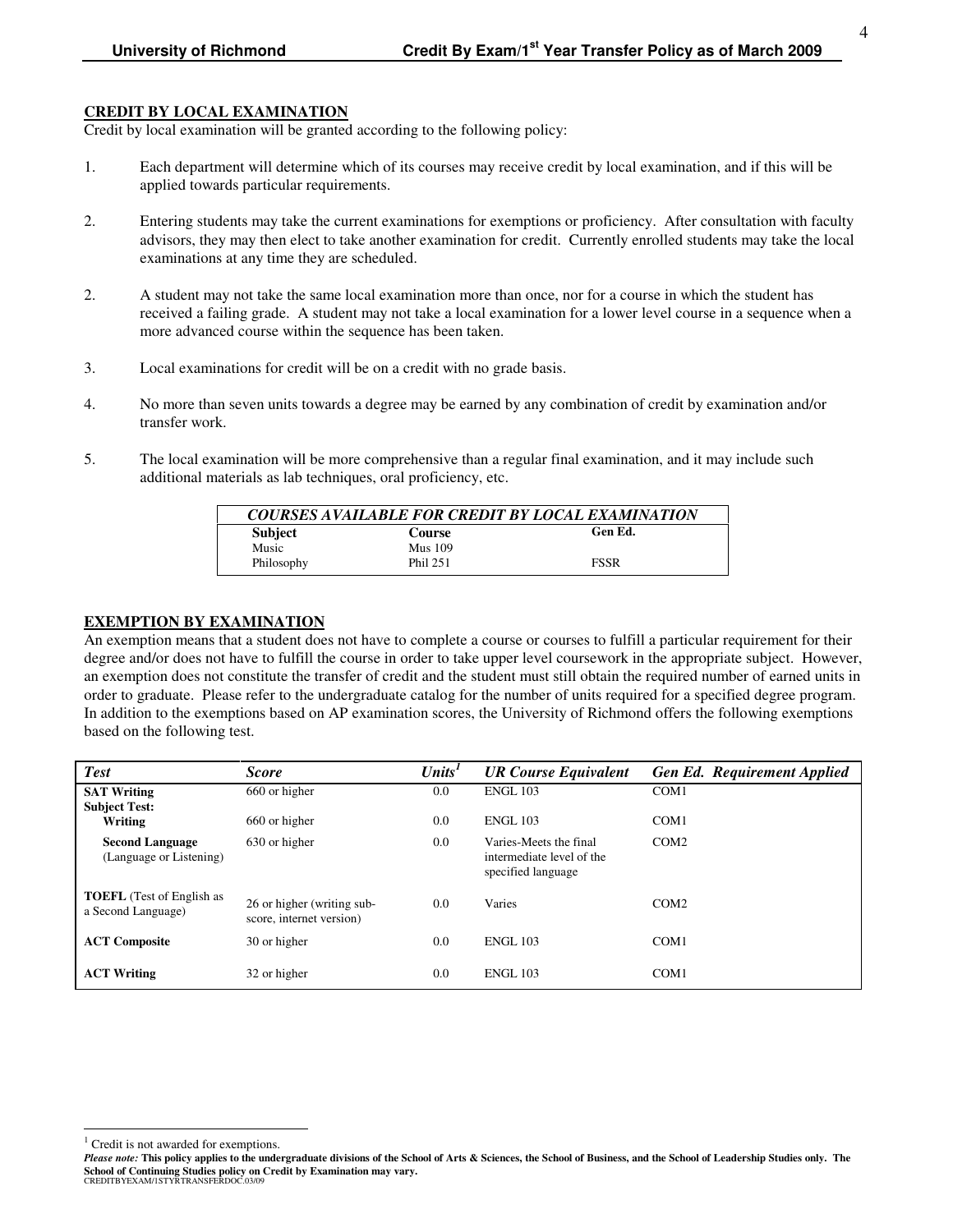## CREDIT BY LOCAL EXAMINATION

Credit by local examination will be granted according to the following policy:

1. Each department will determine which of its courses may receive credit by local examination, and if this will be applied towards particular requirements.

2. Entering students may take the current examinations for exemptions or proficiency. After consultation with faculty advisors, they may then elect to take another examination for credit. Currently enrolled students may take the local examinations at any time they are scheduled.

2. A student may not take the same local examination more than once, nor for a course in which the student has received a failing grade. A student may not take a local examination for a lower level course in a sequence when a more advanced course within the sequence has been taken.

3. Local examinations for credit will be on a credit with no grade basis.

4. No more than seven units towards a degree may be earned by any combination of credit by examination and/or transfer work.

5. The local examination will be more comprehensive than a regular final examination, and it may include such additional materials as lab techniques, oral proficiency, etc.

| *COURSES AVAILABLE FOR CREDIT BY LOCAL EXAMINATION* | | |
|---|---|---|
| **Subject** | **Course** | **Gen Ed.** |
| Music | Mus 109 | |
| Philosophy | Phil 251 | FSSR |

## EXEMPTION BY EXAMINATION

An exemption means that a student does not have to complete a course or courses to fulfill a particular requirement for their degree and/or does not have to fulfill the course in order to take upper level coursework in the appropriate subject. However, an exemption does not constitute the transfer of credit and the student must still obtain the required number of earned units in order to graduate. Please refer to the undergraduate catalog for the number of units required for a specified degree program. In addition to the exemptions based on AP examination scores, the University of Richmond offers the following exemptions based on the following test.

| *Test* | *Score* | *Units*[1] | *UR Course Equivalent* | *Gen Ed. Requirement Applied* |
|---|---|---|---|---|
| **SAT Writing** | 660 or higher | 0.0 | ENGL 103 | COM1 |
| **Subject Test:** | | | | |
| **Writing** | 660 or higher | 0.0 | ENGL 103 | COM1 |
| **Second Language** (Language or Listening) | 630 or higher | 0.0 | Varies-Meets the final intermediate level of the specified language | COM2 |
| **TOEFL** (Test of English as a Second Language) | 26 or higher (writing sub-score, internet version) | 0.0 | Varies | COM2 |
| **ACT Composite** | 30 or higher | 0.0 | ENGL 103 | COM1 |
| **ACT Writing** | 32 or higher | 0.0 | ENGL 103 | COM1 |

[1] Credit is not awarded for exemptions.

***Please note:*** **This policy applies to the undergraduate divisions of the School of Arts & Sciences, the School of Business, and the School of Leadership Studies only. The School of Continuing Studies policy on Credit by Examination may vary.**

CREDITBYEXAM/1STYRTRANSFERDOC.03/09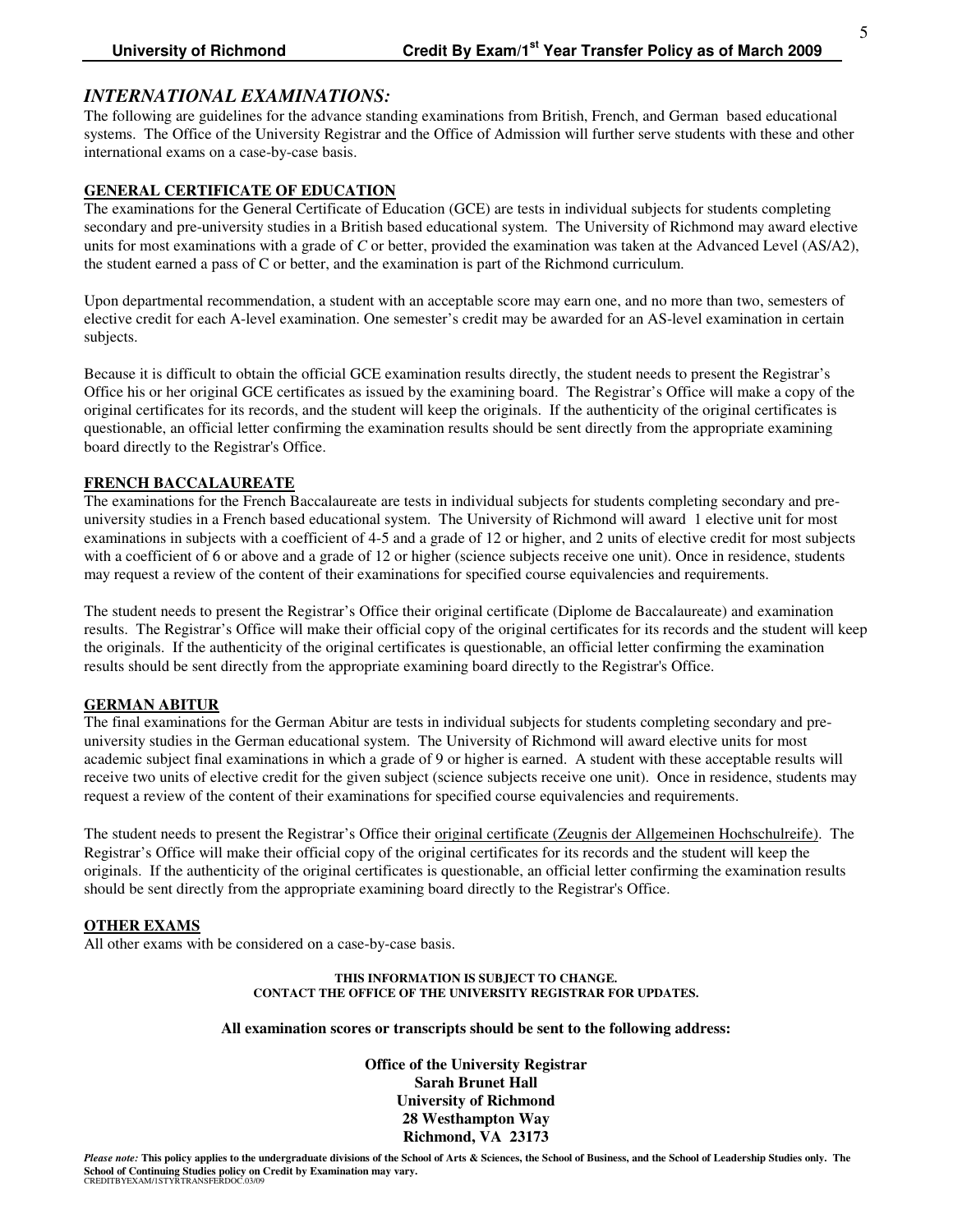## *INTERNATIONAL EXAMINATIONS:*

The following are guidelines for the advance standing examinations from British, French, and German based educational systems. The Office of the University Registrar and the Office of Admission will further serve students with these and other international exams on a case-by-case basis.

### GENERAL CERTIFICATE OF EDUCATION

The examinations for the General Certificate of Education (GCE) are tests in individual subjects for students completing secondary and pre-university studies in a British based educational system. The University of Richmond may award elective units for most examinations with a grade of *C* or better, provided the examination was taken at the Advanced Level (AS/A2), the student earned a pass of C or better, and the examination is part of the Richmond curriculum.

Upon departmental recommendation, a student with an acceptable score may earn one, and no more than two, semesters of elective credit for each A-level examination. One semester's credit may be awarded for an AS-level examination in certain subjects.

Because it is difficult to obtain the official GCE examination results directly, the student needs to present the Registrar's Office his or her original GCE certificates as issued by the examining board. The Registrar's Office will make a copy of the original certificates for its records, and the student will keep the originals. If the authenticity of the original certificates is questionable, an official letter confirming the examination results should be sent directly from the appropriate examining board directly to the Registrar's Office.

### FRENCH BACCALAUREATE

The examinations for the French Baccalaureate are tests in individual subjects for students completing secondary and pre-university studies in a French based educational system. The University of Richmond will award 1 elective unit for most examinations in subjects with a coefficient of 4-5 and a grade of 12 or higher, and 2 units of elective credit for most subjects with a coefficient of 6 or above and a grade of 12 or higher (science subjects receive one unit). Once in residence, students may request a review of the content of their examinations for specified course equivalencies and requirements.

The student needs to present the Registrar's Office their original certificate (Diplome de Baccalaureate) and examination results. The Registrar's Office will make their official copy of the original certificates for its records and the student will keep the originals. If the authenticity of the original certificates is questionable, an official letter confirming the examination results should be sent directly from the appropriate examining board directly to the Registrar's Office.

### GERMAN ABITUR

The final examinations for the German Abitur are tests in individual subjects for students completing secondary and pre-university studies in the German educational system. The University of Richmond will award elective units for most academic subject final examinations in which a grade of 9 or higher is earned. A student with these acceptable results will receive two units of elective credit for the given subject (science subjects receive one unit). Once in residence, students may request a review of the content of their examinations for specified course equivalencies and requirements.

The student needs to present the Registrar's Office their original certificate (Zeugnis der Allgemeinen Hochschulreife). The Registrar's Office will make their official copy of the original certificates for its records and the student will keep the originals. If the authenticity of the original certificates is questionable, an official letter confirming the examination results should be sent directly from the appropriate examining board directly to the Registrar's Office.

### OTHER EXAMS

All other exams with be considered on a case-by-case basis.

**THIS INFORMATION IS SUBJECT TO CHANGE.**
**CONTACT THE OFFICE OF THE UNIVERSITY REGISTRAR FOR UPDATES.**

**All examination scores or transcripts should be sent to the following address:**

**Office of the University Registrar**
**Sarah Brunet Hall**
**University of Richmond**
**28 Westhampton Way**
**Richmond, VA 23173**

***Please note:*** **This policy applies to the undergraduate divisions of the School of Arts & Sciences, the School of Business, and the School of Leadership Studies only. The School of Continuing Studies policy on Credit by Examination may vary.**

CREDITBYEXAM/1STYRTRANSFERDOC.03/09